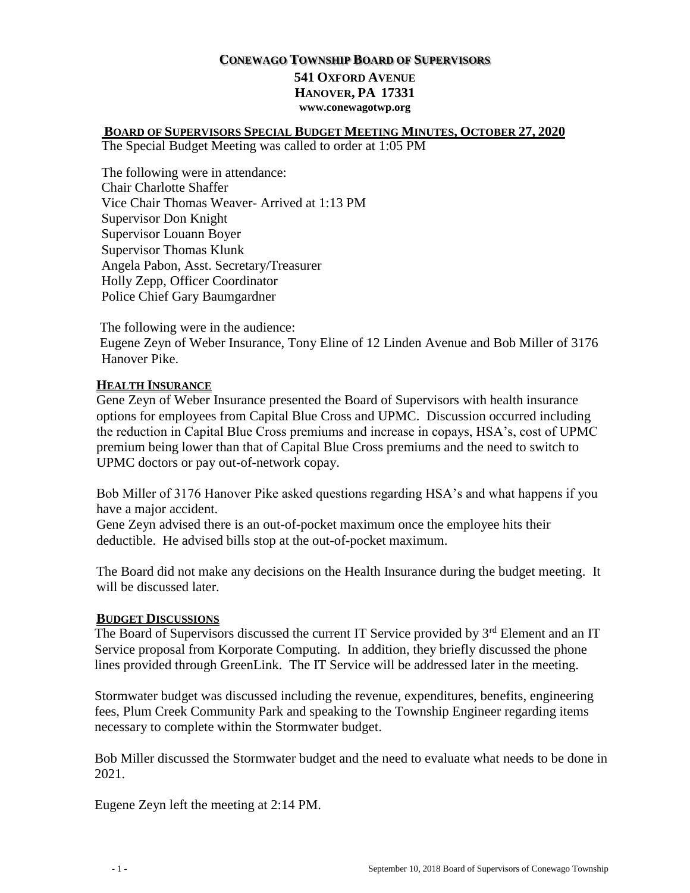# CONEWAGO TOWNSHIP BOARD OF SUPERVISORS

**541 OXFORD AVENUE**
**HANOVER, PA 17331**
**www.conewagotwp.org**

## BOARD OF SUPERVISORS SPECIAL BUDGET MEETING MINUTES, OCTOBER 27, 2020

The Special Budget Meeting was called to order at 1:05 PM

The following were in attendance:
Chair Charlotte Shaffer
Vice Chair Thomas Weaver- Arrived at 1:13 PM
Supervisor Don Knight
Supervisor Louann Boyer
Supervisor Thomas Klunk
Angela Pabon, Asst. Secretary/Treasurer
Holly Zepp, Officer Coordinator
Police Chief Gary Baumgardner

The following were in the audience:
Eugene Zeyn of Weber Insurance, Tony Eline of 12 Linden Avenue and Bob Miller of 3176 Hanover Pike.

### HEALTH INSURANCE

Gene Zeyn of Weber Insurance presented the Board of Supervisors with health insurance options for employees from Capital Blue Cross and UPMC. Discussion occurred including the reduction in Capital Blue Cross premiums and increase in copays, HSA's, cost of UPMC premium being lower than that of Capital Blue Cross premiums and the need to switch to UPMC doctors or pay out-of-network copay.

Bob Miller of 3176 Hanover Pike asked questions regarding HSA's and what happens if you have a major accident.
Gene Zeyn advised there is an out-of-pocket maximum once the employee hits their deductible. He advised bills stop at the out-of-pocket maximum.

The Board did not make any decisions on the Health Insurance during the budget meeting. It will be discussed later.

### BUDGET DISCUSSIONS

The Board of Supervisors discussed the current IT Service provided by 3rd Element and an IT Service proposal from Korporate Computing. In addition, they briefly discussed the phone lines provided through GreenLink. The IT Service will be addressed later in the meeting.

Stormwater budget was discussed including the revenue, expenditures, benefits, engineering fees, Plum Creek Community Park and speaking to the Township Engineer regarding items necessary to complete within the Stormwater budget.

Bob Miller discussed the Stormwater budget and the need to evaluate what needs to be done in 2021.

Eugene Zeyn left the meeting at 2:14 PM.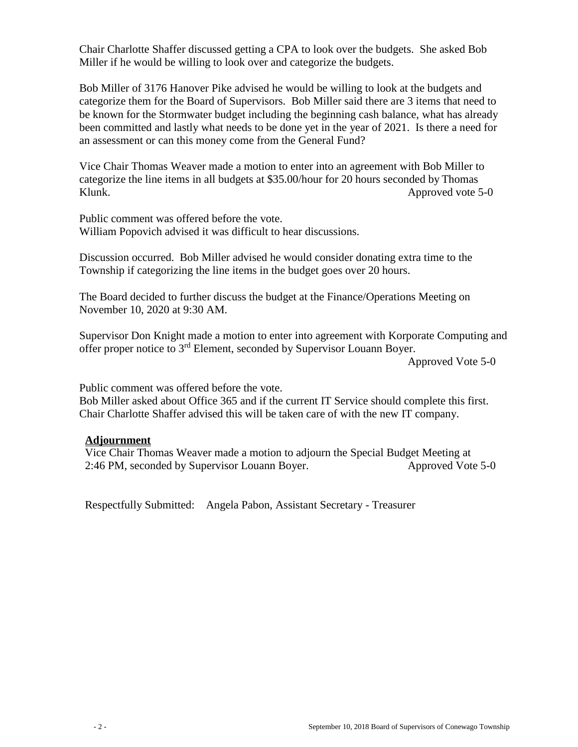Chair Charlotte Shaffer discussed getting a CPA to look over the budgets. She asked Bob Miller if he would be willing to look over and categorize the budgets.

Bob Miller of 3176 Hanover Pike advised he would be willing to look at the budgets and categorize them for the Board of Supervisors. Bob Miller said there are 3 items that need to be known for the Stormwater budget including the beginning cash balance, what has already been committed and lastly what needs to be done yet in the year of 2021. Is there a need for an assessment or can this money come from the General Fund?

Vice Chair Thomas Weaver made a motion to enter into an agreement with Bob Miller to categorize the line items in all budgets at $35.00/hour for 20 hours seconded by Thomas Klunk. Approved vote 5-0

Public comment was offered before the vote.
William Popovich advised it was difficult to hear discussions.

Discussion occurred. Bob Miller advised he would consider donating extra time to the Township if categorizing the line items in the budget goes over 20 hours.

The Board decided to further discuss the budget at the Finance/Operations Meeting on November 10, 2020 at 9:30 AM.

Supervisor Don Knight made a motion to enter into agreement with Korporate Computing and offer proper notice to 3rd Element, seconded by Supervisor Louann Boyer.
Approved Vote 5-0

Public comment was offered before the vote.
Bob Miller asked about Office 365 and if the current IT Service should complete this first.
Chair Charlotte Shaffer advised this will be taken care of with the new IT company.

## Adjournment

Vice Chair Thomas Weaver made a motion to adjourn the Special Budget Meeting at 2:46 PM, seconded by Supervisor Louann Boyer. Approved Vote 5-0

Respectfully Submitted: Angela Pabon, Assistant Secretary - Treasurer